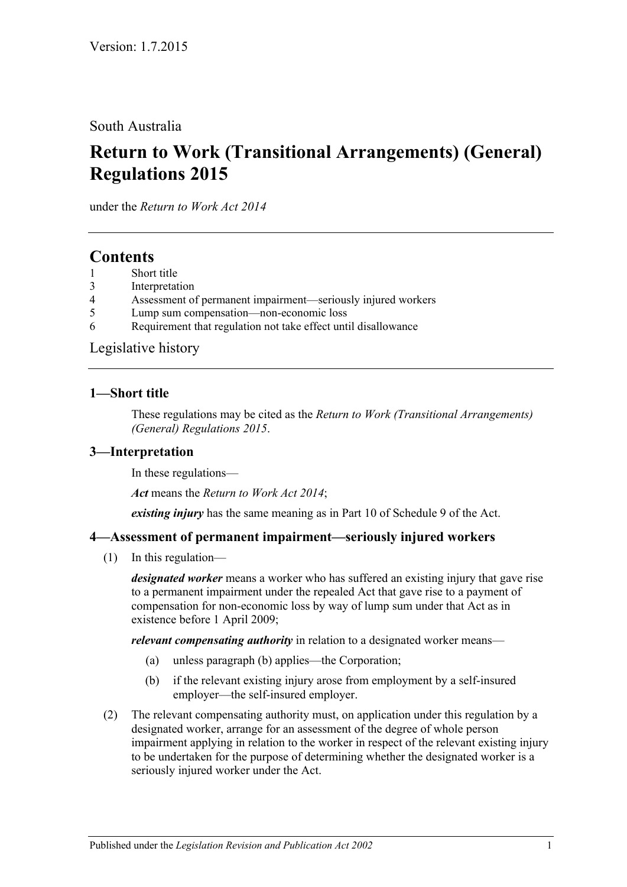Version: 1.7.2015

South Australia

# Return to Work (Transitional Arrangements) (General) Regulations 2015

under the *Return to Work Act 2014*

## Contents

1 Short title
3 Interpretation
4 Assessment of permanent impairment—seriously injured workers
5 Lump sum compensation—non-economic loss
6 Requirement that regulation not take effect until disallowance

Legislative history

### 1—Short title

These regulations may be cited as the *Return to Work (Transitional Arrangements) (General) Regulations 2015*.

### 3—Interpretation

In these regulations—

***Act*** means the *Return to Work Act 2014*;

***existing injury*** has the same meaning as in Part 10 of Schedule 9 of the Act.

### 4—Assessment of permanent impairment—seriously injured workers

(1) In this regulation—

***designated worker*** means a worker who has suffered an existing injury that gave rise to a permanent impairment under the repealed Act that gave rise to a payment of compensation for non-economic loss by way of lump sum under that Act as in existence before 1 April 2009;

***relevant compensating authority*** in relation to a designated worker means—

(a) unless paragraph (b) applies—the Corporation;

(b) if the relevant existing injury arose from employment by a self-insured employer—the self-insured employer.

(2) The relevant compensating authority must, on application under this regulation by a designated worker, arrange for an assessment of the degree of whole person impairment applying in relation to the worker in respect of the relevant existing injury to be undertaken for the purpose of determining whether the designated worker is a seriously injured worker under the Act.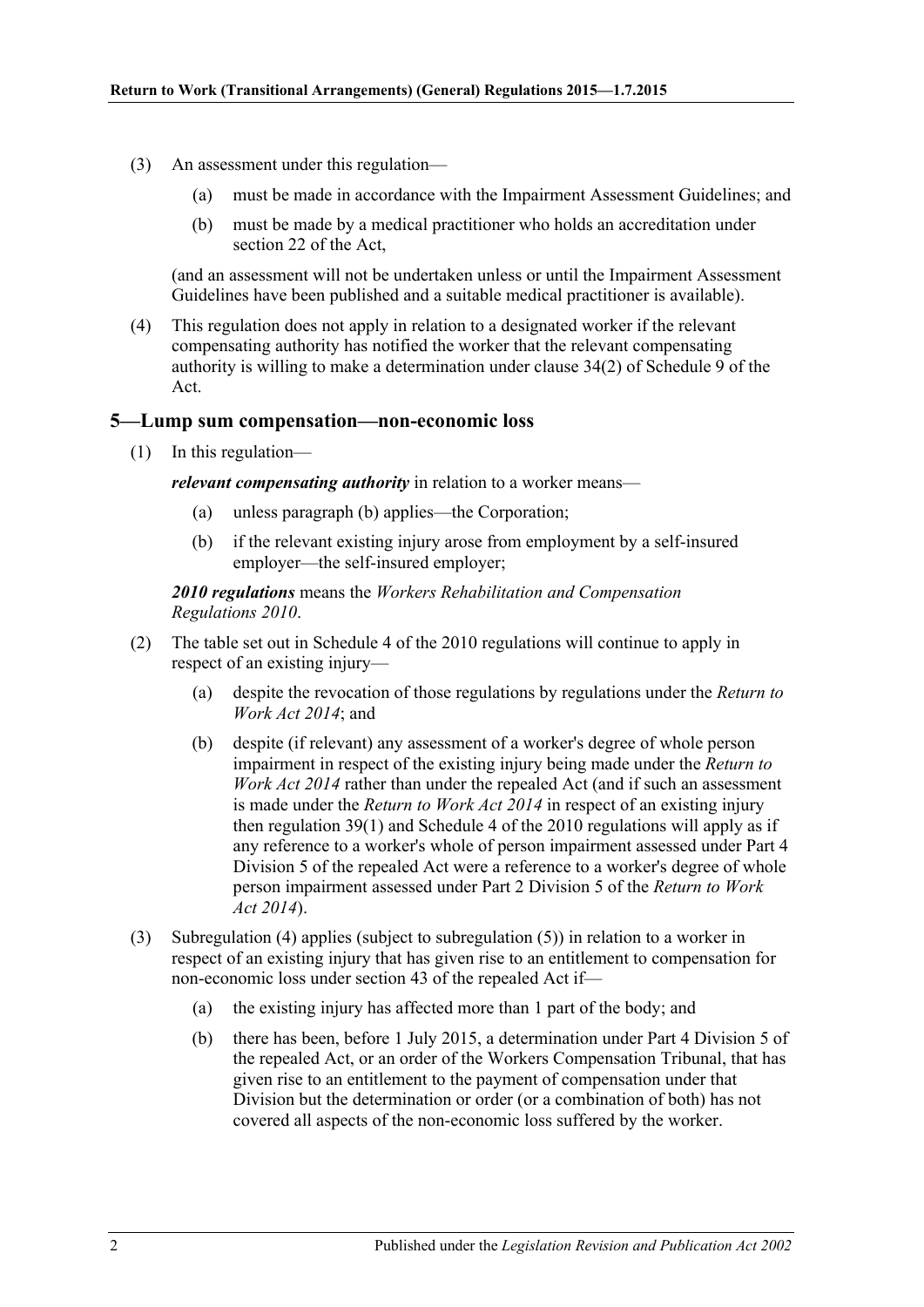(3) An assessment under this regulation—

(a) must be made in accordance with the Impairment Assessment Guidelines; and

(b) must be made by a medical practitioner who holds an accreditation under section 22 of the Act,

(and an assessment will not be undertaken unless or until the Impairment Assessment Guidelines have been published and a suitable medical practitioner is available).

(4) This regulation does not apply in relation to a designated worker if the relevant compensating authority has notified the worker that the relevant compensating authority is willing to make a determination under clause 34(2) of Schedule 9 of the Act.

## 5—Lump sum compensation—non-economic loss

(1) In this regulation—

***relevant compensating authority*** in relation to a worker means—

(a) unless paragraph (b) applies—the Corporation;

(b) if the relevant existing injury arose from employment by a self-insured employer—the self-insured employer;

***2010 regulations*** means the *Workers Rehabilitation and Compensation Regulations 2010*.

(2) The table set out in Schedule 4 of the 2010 regulations will continue to apply in respect of an existing injury—

(a) despite the revocation of those regulations by regulations under the *Return to Work Act 2014*; and

(b) despite (if relevant) any assessment of a worker's degree of whole person impairment in respect of the existing injury being made under the *Return to Work Act 2014* rather than under the repealed Act (and if such an assessment is made under the *Return to Work Act 2014* in respect of an existing injury then regulation 39(1) and Schedule 4 of the 2010 regulations will apply as if any reference to a worker's whole of person impairment assessed under Part 4 Division 5 of the repealed Act were a reference to a worker's degree of whole person impairment assessed under Part 2 Division 5 of the *Return to Work Act 2014*).

(3) Subregulation (4) applies (subject to subregulation (5)) in relation to a worker in respect of an existing injury that has given rise to an entitlement to compensation for non-economic loss under section 43 of the repealed Act if—

(a) the existing injury has affected more than 1 part of the body; and

(b) there has been, before 1 July 2015, a determination under Part 4 Division 5 of the repealed Act, or an order of the Workers Compensation Tribunal, that has given rise to an entitlement to the payment of compensation under that Division but the determination or order (or a combination of both) has not covered all aspects of the non-economic loss suffered by the worker.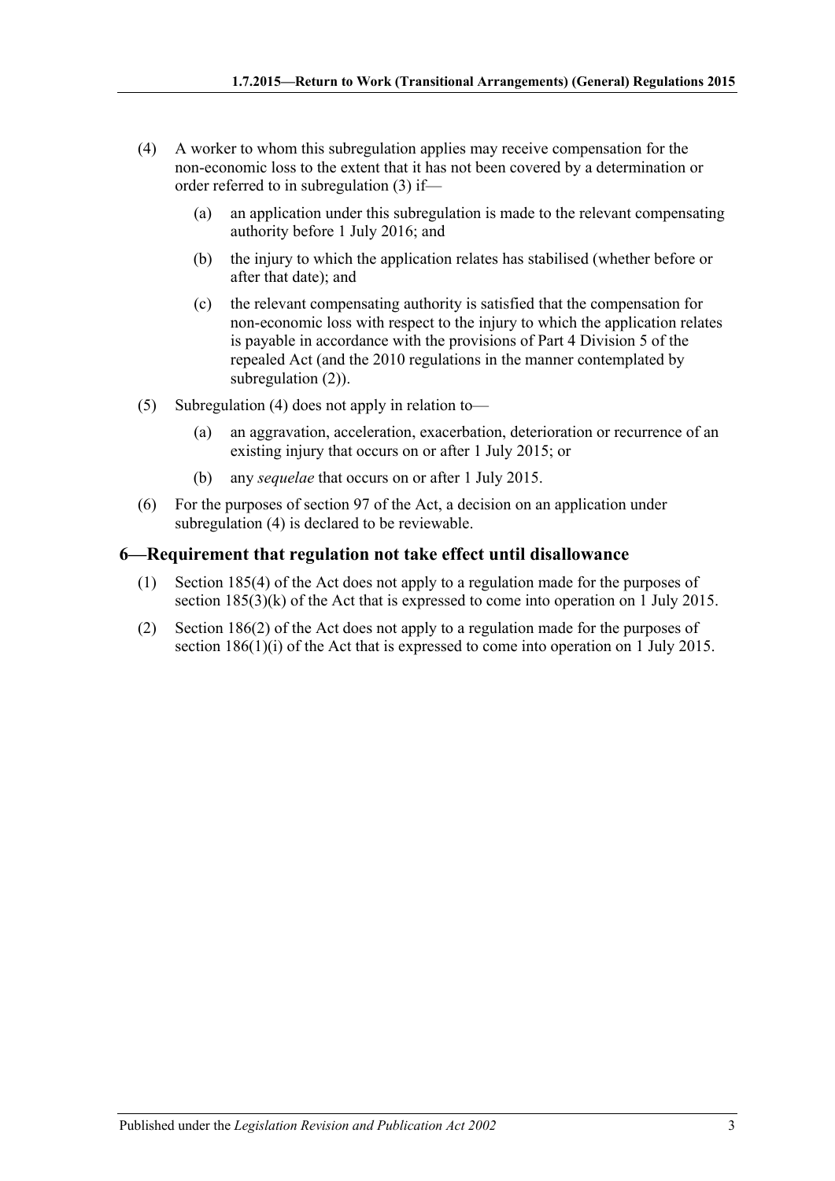(4) A worker to whom this subregulation applies may receive compensation for the non-economic loss to the extent that it has not been covered by a determination or order referred to in subregulation (3) if—

(a) an application under this subregulation is made to the relevant compensating authority before 1 July 2016; and

(b) the injury to which the application relates has stabilised (whether before or after that date); and

(c) the relevant compensating authority is satisfied that the compensation for non-economic loss with respect to the injury to which the application relates is payable in accordance with the provisions of Part 4 Division 5 of the repealed Act (and the 2010 regulations in the manner contemplated by subregulation (2)).

(5) Subregulation (4) does not apply in relation to—

(a) an aggravation, acceleration, exacerbation, deterioration or recurrence of an existing injury that occurs on or after 1 July 2015; or

(b) any *sequelae* that occurs on or after 1 July 2015.

(6) For the purposes of section 97 of the Act, a decision on an application under subregulation (4) is declared to be reviewable.

## 6—Requirement that regulation not take effect until disallowance

(1) Section 185(4) of the Act does not apply to a regulation made for the purposes of section 185(3)(k) of the Act that is expressed to come into operation on 1 July 2015.

(2) Section 186(2) of the Act does not apply to a regulation made for the purposes of section 186(1)(i) of the Act that is expressed to come into operation on 1 July 2015.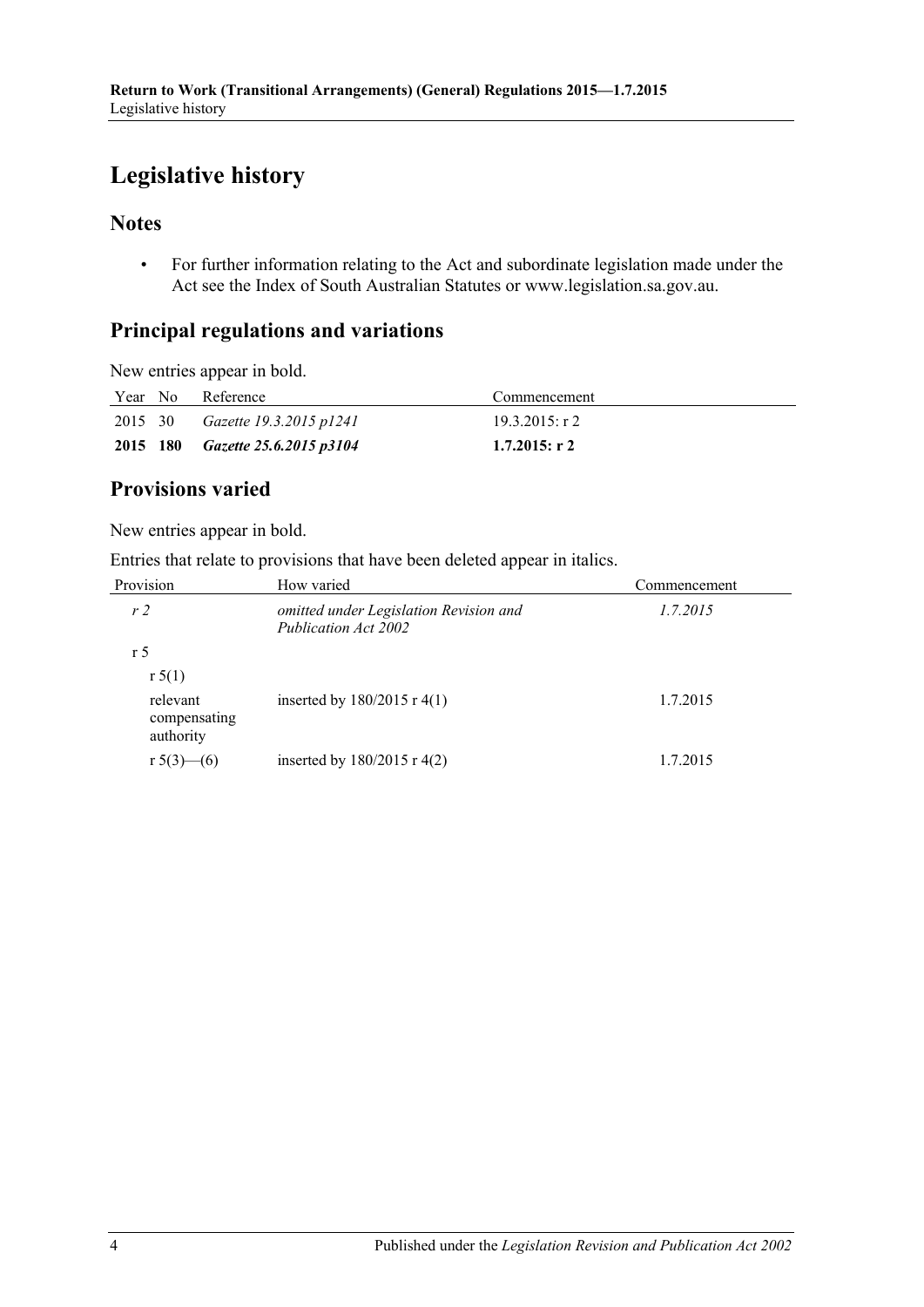# Legislative history

## Notes

- For further information relating to the Act and subordinate legislation made under the Act see the Index of South Australian Statutes or www.legislation.sa.gov.au.

## Principal regulations and variations

New entries appear in bold.

| Year | No | Reference | Commencement |
|---|---|---|---|
| 2015 | 30 | *Gazette 19.3.2015 p1241* | 19.3.2015: r 2 |
| **2015** | **180** | ***Gazette 25.6.2015 p3104*** | **1.7.2015: r 2** |

## Provisions varied

New entries appear in bold.

Entries that relate to provisions that have been deleted appear in italics.

| Provision | How varied | Commencement |
|---|---|---|
| *r 2* | *omitted under Legislation Revision and Publication Act 2002* | *1.7.2015* |
| r 5 | | |
| r 5(1) | | |
| relevant compensating authority | inserted by 180/2015 r 4(1) | 1.7.2015 |
| r 5(3)—(6) | inserted by 180/2015 r 4(2) | 1.7.2015 |